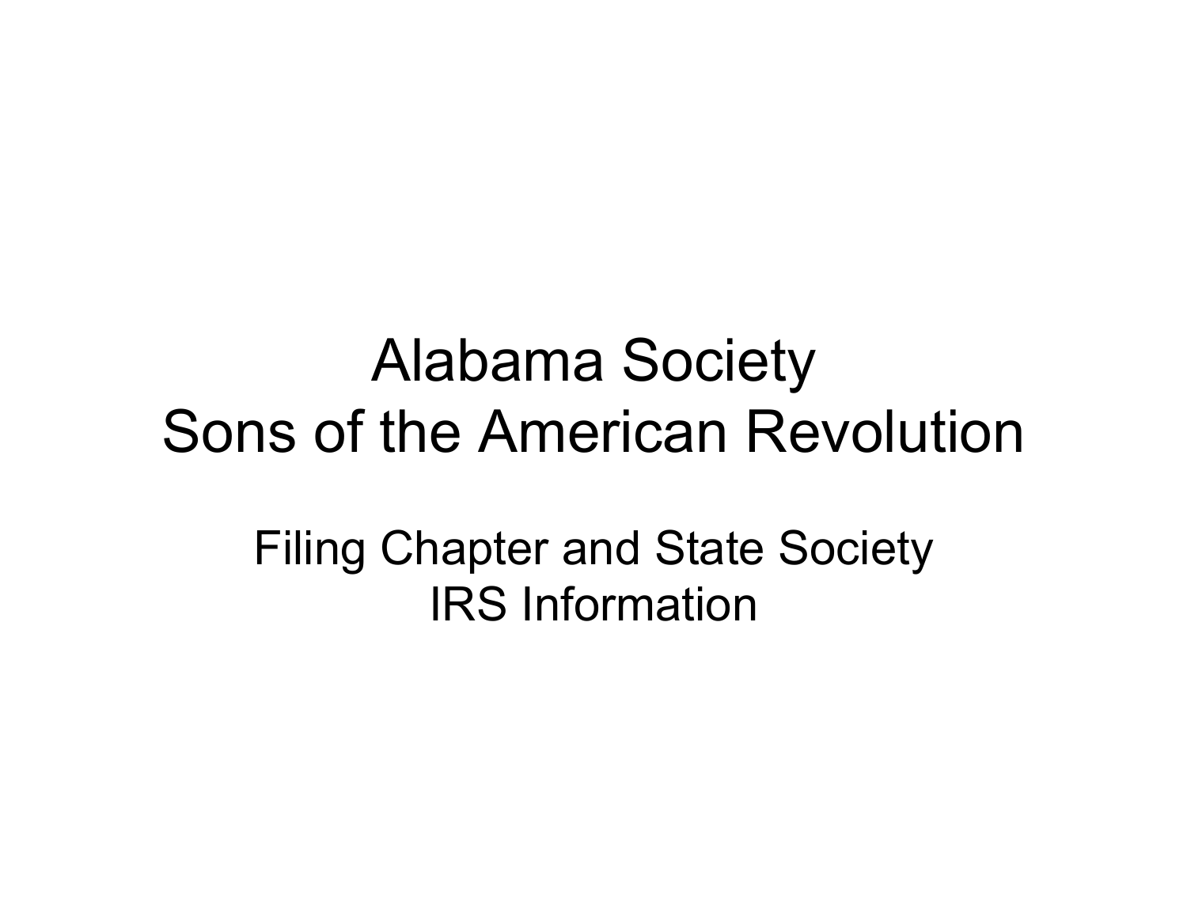# Alabama Society
# Sons of the American Revolution

## Filing Chapter and State Society
## IRS Information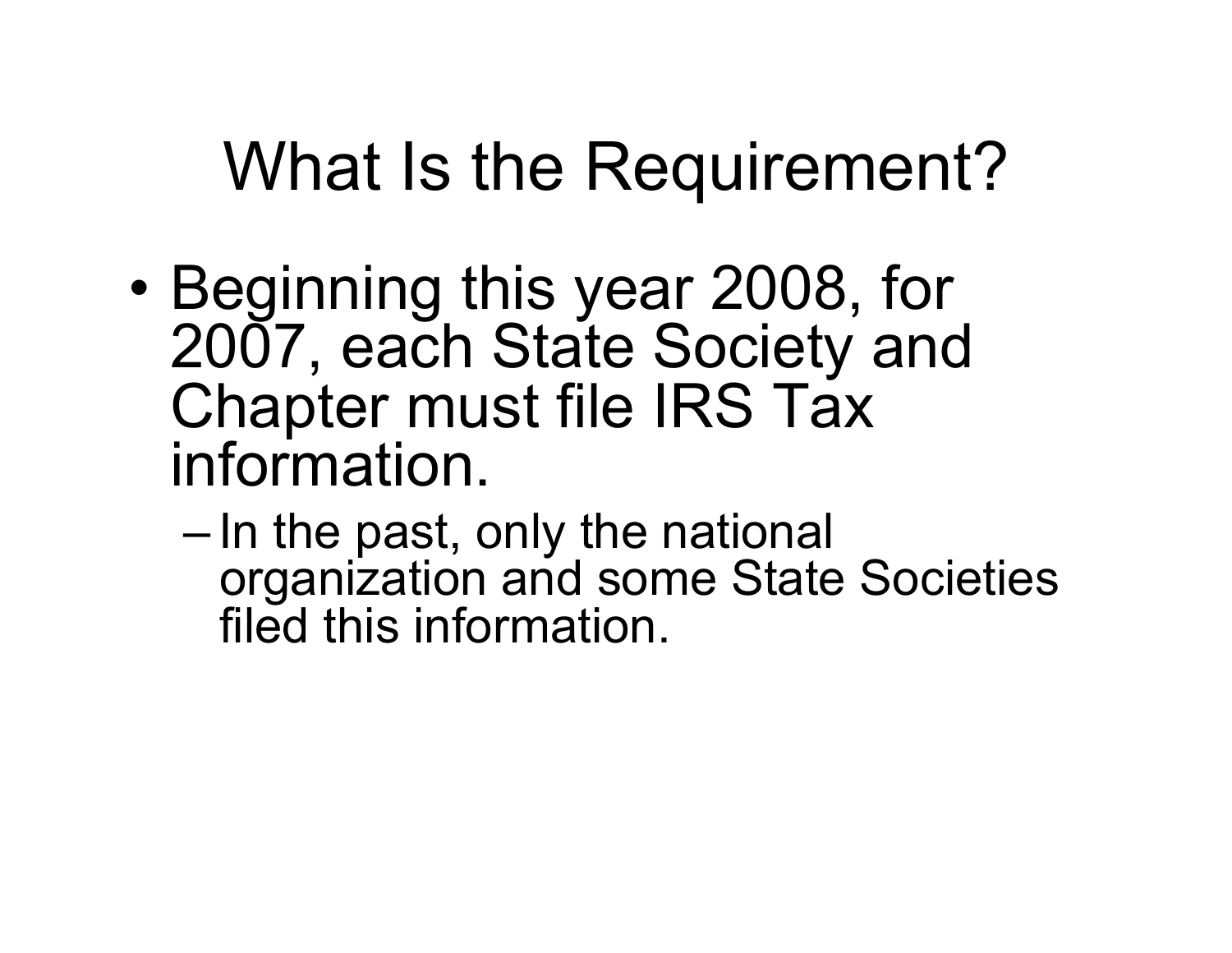# What Is the Requirement?

- Beginning this year 2008, for 2007, each State Society and Chapter must file IRS Tax information.
  - In the past, only the national organization and some State Societies filed this information.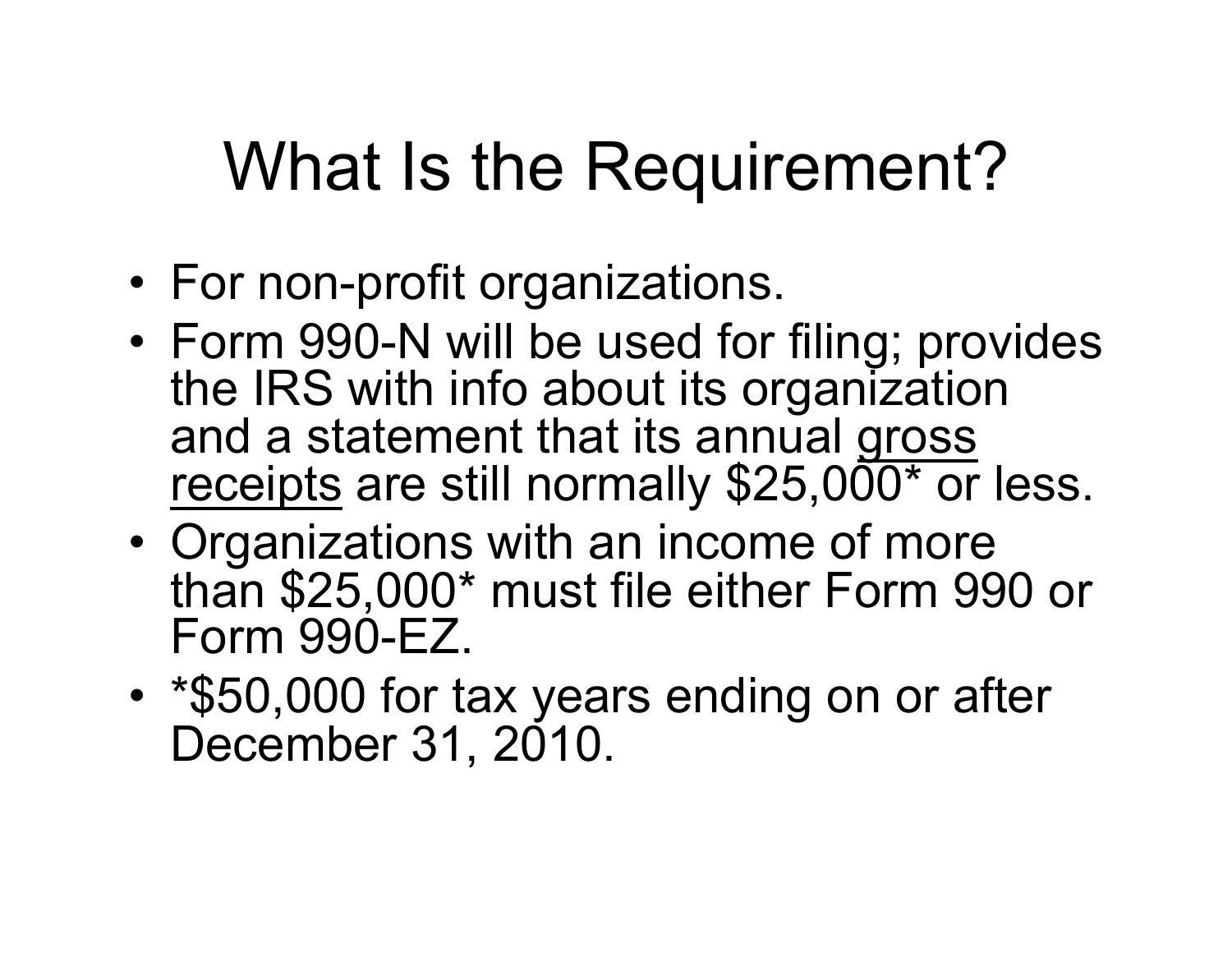# What Is the Requirement?

- For non-profit organizations.
- Form 990-N will be used for filing; provides the IRS with info about its organization and a statement that its annual <u>gross receipts</u> are still normally $25,000* or less.
- Organizations with an income of more than $25,000* must file either Form 990 or Form 990-EZ.
- *$50,000 for tax years ending on or after December 31, 2010.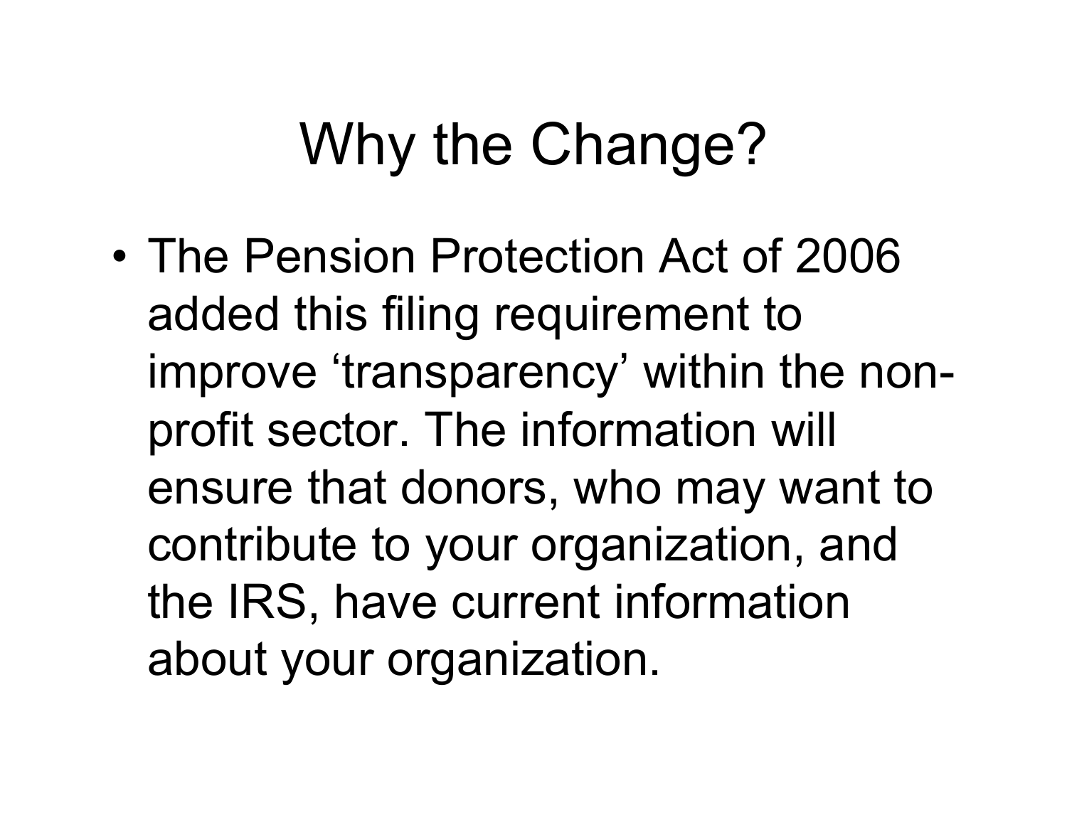# Why the Change?

- The Pension Protection Act of 2006 added this filing requirement to improve ‘transparency’ within the non-profit sector. The information will ensure that donors, who may want to contribute to your organization, and the IRS, have current information about your organization.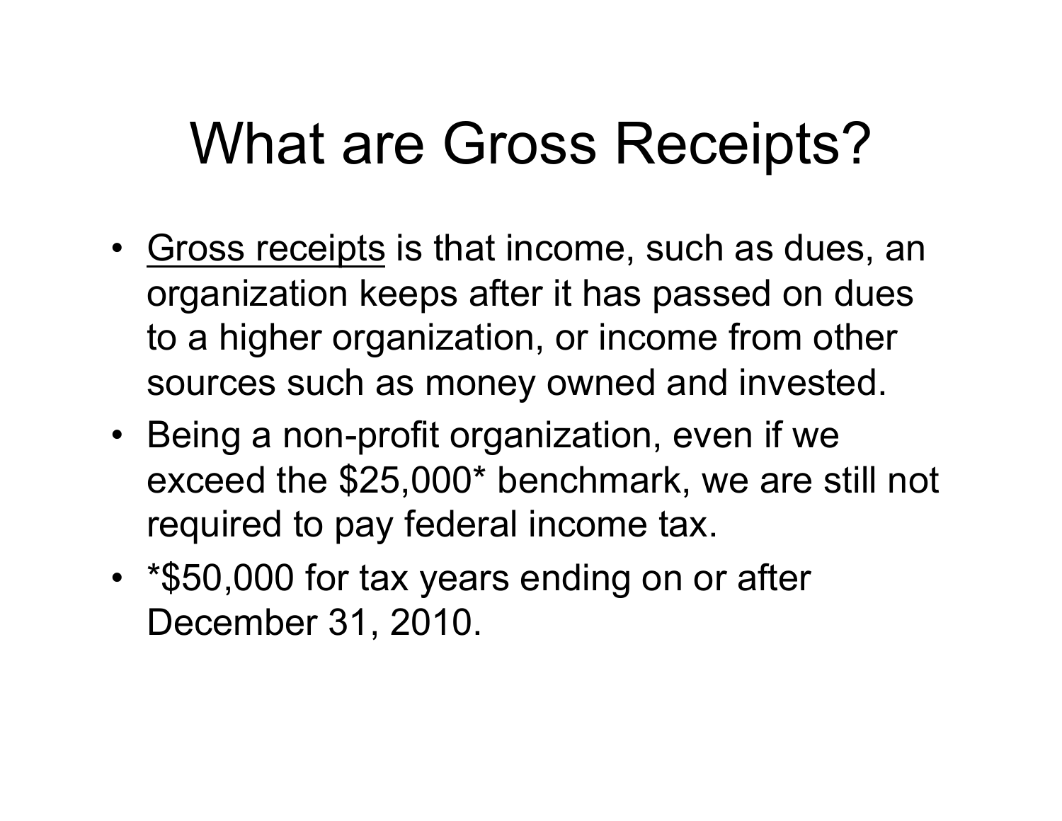# What are Gross Receipts?

- <u>Gross receipts</u> is that income, such as dues, an organization keeps after it has passed on dues to a higher organization, or income from other sources such as money owned and invested.
- Being a non-profit organization, even if we exceed the $25,000* benchmark, we are still not required to pay federal income tax.
- *$50,000 for tax years ending on or after December 31, 2010.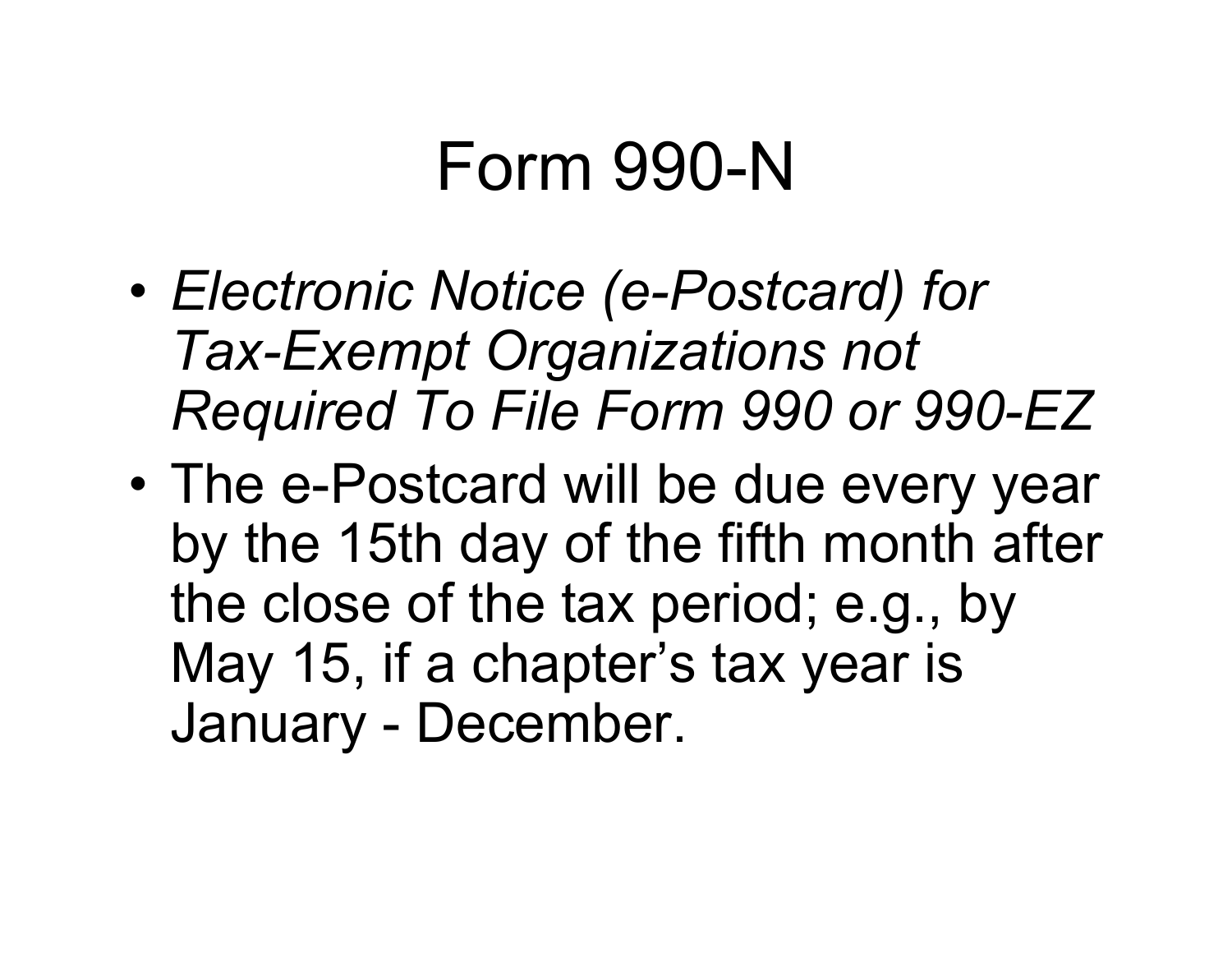# Form 990-N

- *Electronic Notice (e-Postcard) for Tax-Exempt Organizations not Required To File Form 990 or 990-EZ*
- The e-Postcard will be due every year by the 15th day of the fifth month after the close of the tax period; e.g., by May 15, if a chapter's tax year is January - December.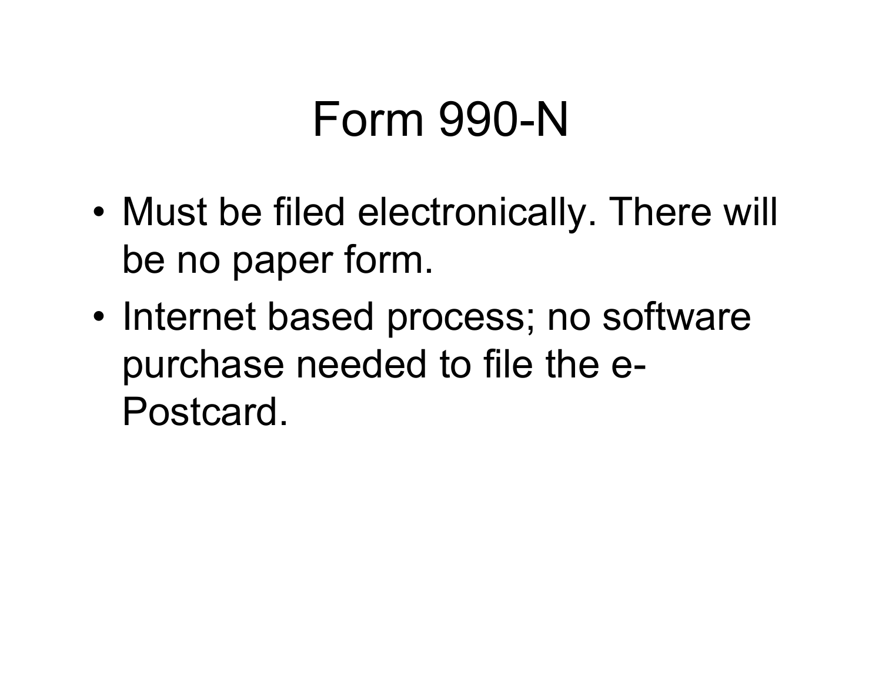# Form 990-N

- Must be filed electronically. There will be no paper form.
- Internet based process; no software purchase needed to file the e-Postcard.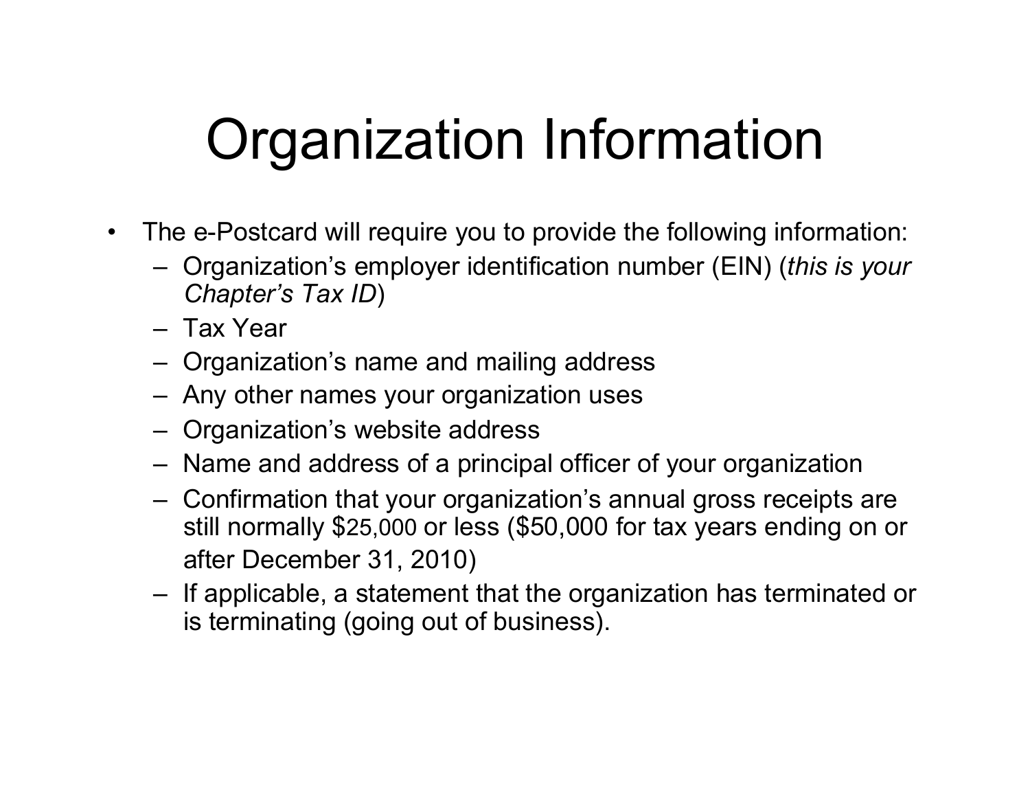# Organization Information

- The e-Postcard will require you to provide the following information:
  - Organization's employer identification number (EIN) (*this is your Chapter's Tax ID*)
  - Tax Year
  - Organization's name and mailing address
  - Any other names your organization uses
  - Organization's website address
  - Name and address of a principal officer of your organization
  - Confirmation that your organization's annual gross receipts are still normally $25,000 or less ($50,000 for tax years ending on or after December 31, 2010)
  - If applicable, a statement that the organization has terminated or is terminating (going out of business).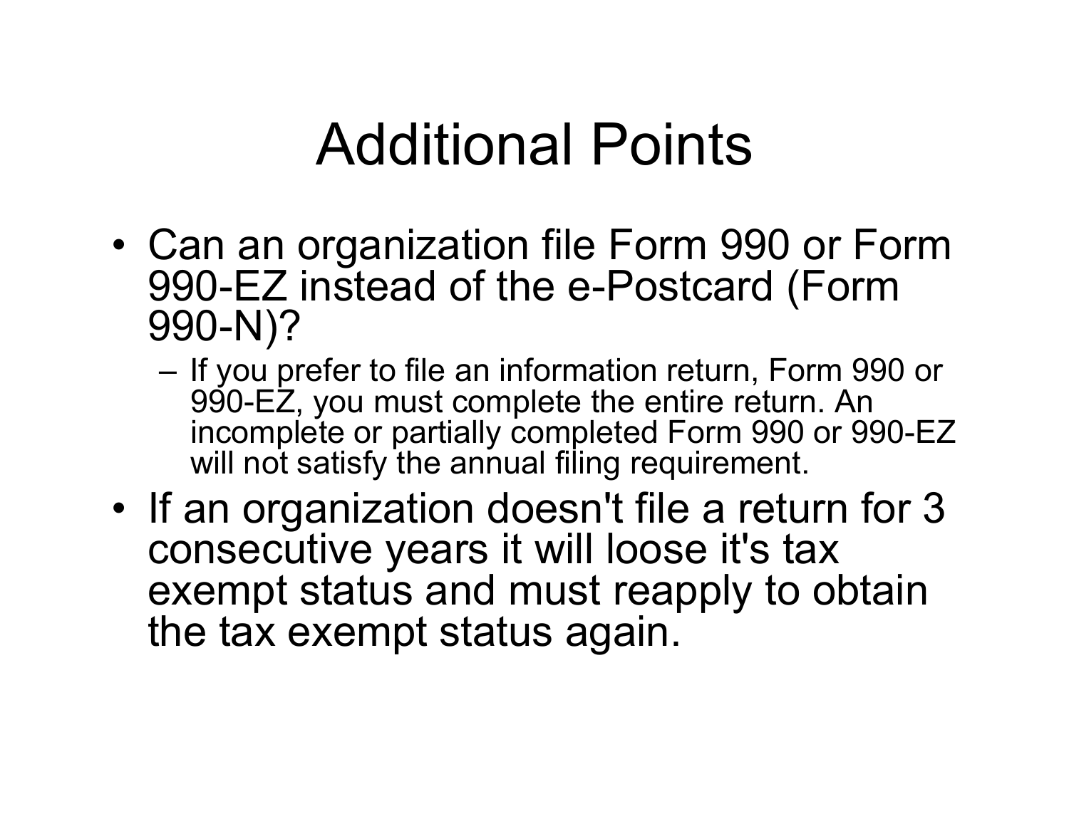# Additional Points

- Can an organization file Form 990 or Form 990-EZ instead of the e-Postcard (Form 990-N)?
  - If you prefer to file an information return, Form 990 or 990-EZ, you must complete the entire return. An incomplete or partially completed Form 990 or 990-EZ will not satisfy the annual filing requirement.
- If an organization doesn't file a return for 3 consecutive years it will loose it's tax exempt status and must reapply to obtain the tax exempt status again.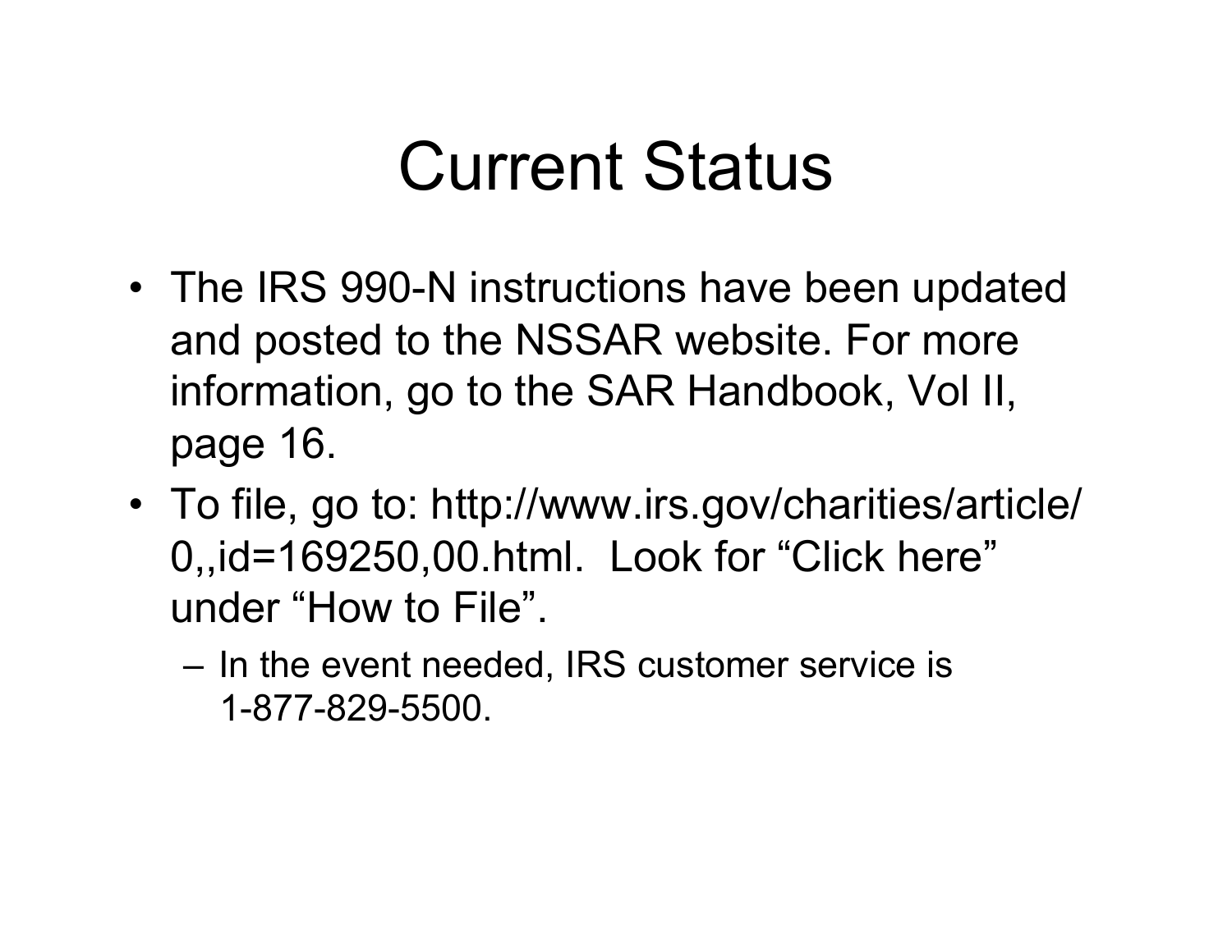# Current Status

- The IRS 990-N instructions have been updated and posted to the NSSAR website. For more information, go to the SAR Handbook, Vol II, page 16.
- To file, go to: http://www.irs.gov/charities/article/0,,id=169250,00.html. Look for “Click here” under “How to File”.
  - In the event needed, IRS customer service is 1-877-829-5500.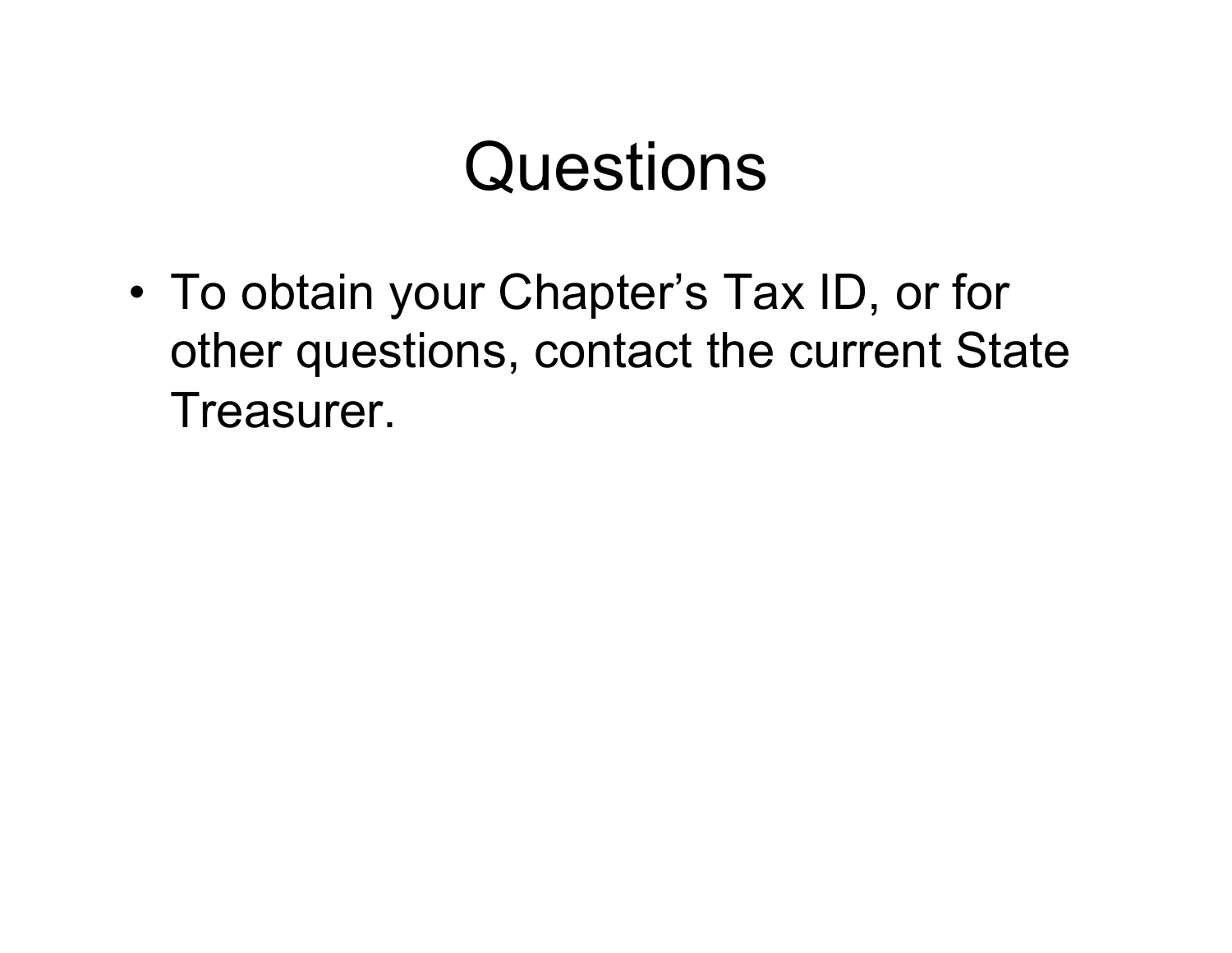# Questions

- To obtain your Chapter’s Tax ID, or for other questions, contact the current State Treasurer.